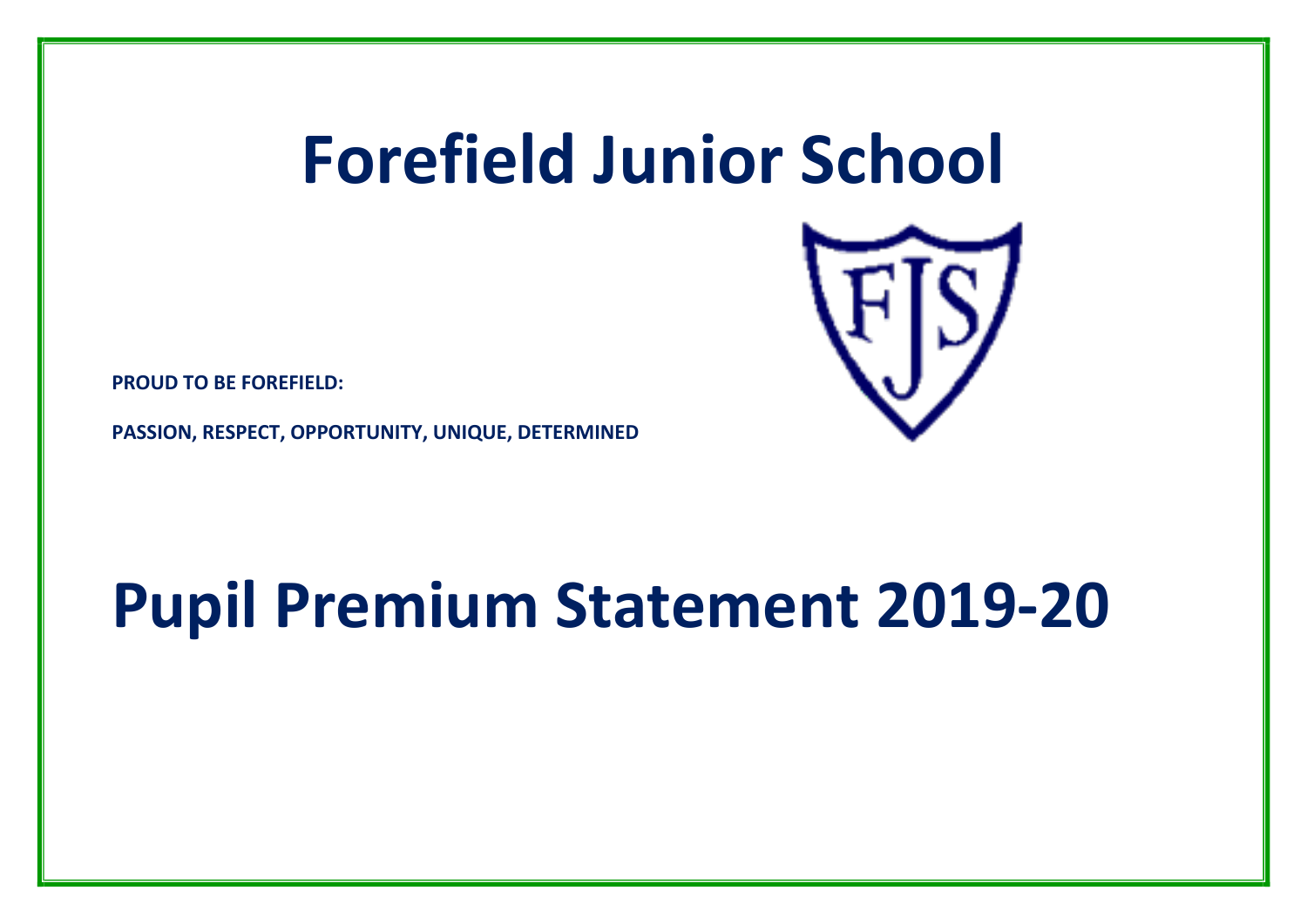# Forefield Junior School

**PROUD TO BE FOREFIELD:**

**PASSION, RESPECT, OPPORTUNITY, UNIQUE, DETERMINED**

# Pupil Premium Statement 2019-20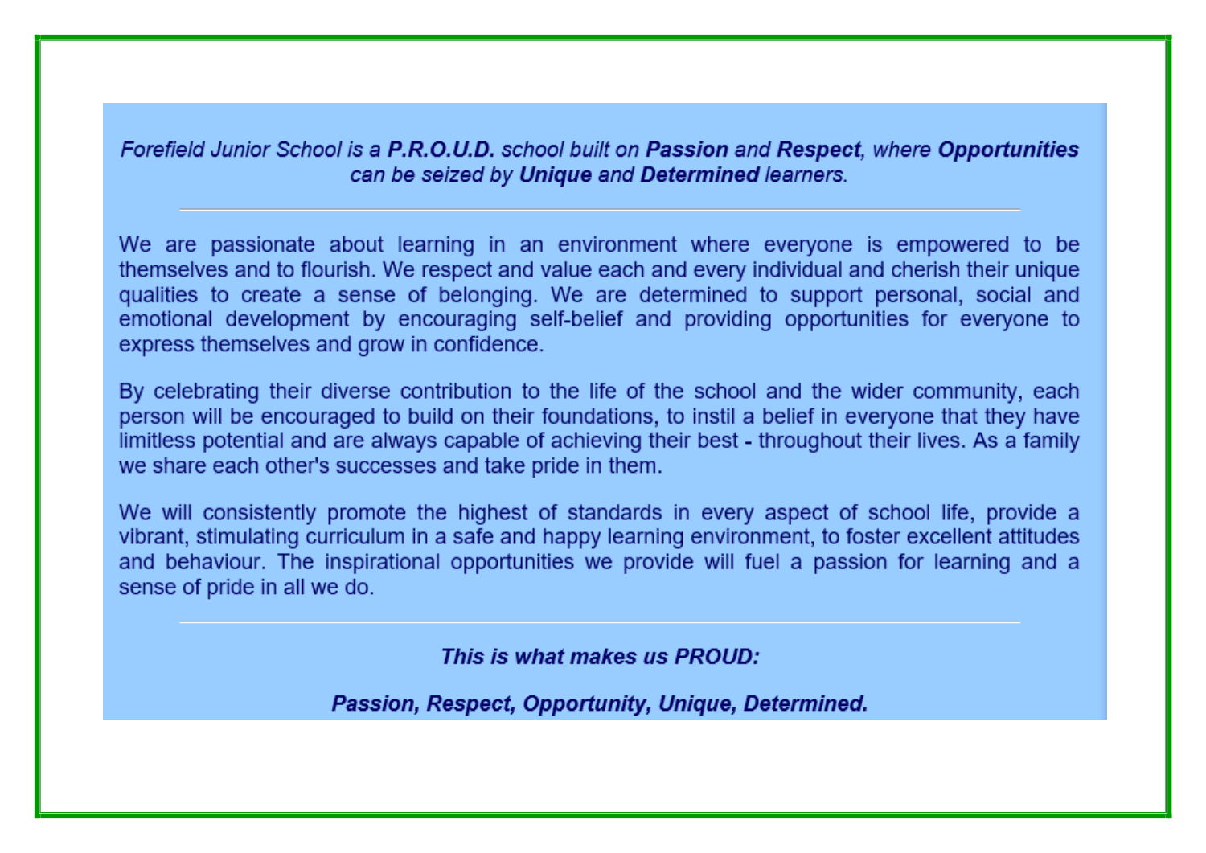*Forefield Junior School is a **P.R.O.U.D.** school built on **Passion** and **Respect**, where **Opportunities** can be seized by **Unique** and **Determined** learners.*

---

We are passionate about learning in an environment where everyone is empowered to be themselves and to flourish. We respect and value each and every individual and cherish their unique qualities to create a sense of belonging. We are determined to support personal, social and emotional development by encouraging self-belief and providing opportunities for everyone to express themselves and grow in confidence.

By celebrating their diverse contribution to the life of the school and the wider community, each person will be encouraged to build on their foundations, to instil a belief in everyone that they have limitless potential and are always capable of achieving their best - throughout their lives. As a family we share each other's successes and take pride in them.

We will consistently promote the highest of standards in every aspect of school life, provide a vibrant, stimulating curriculum in a safe and happy learning environment, to foster excellent attitudes and behaviour. The inspirational opportunities we provide will fuel a passion for learning and a sense of pride in all we do.

---

***This is what makes us PROUD:***

***Passion, Respect, Opportunity, Unique, Determined.***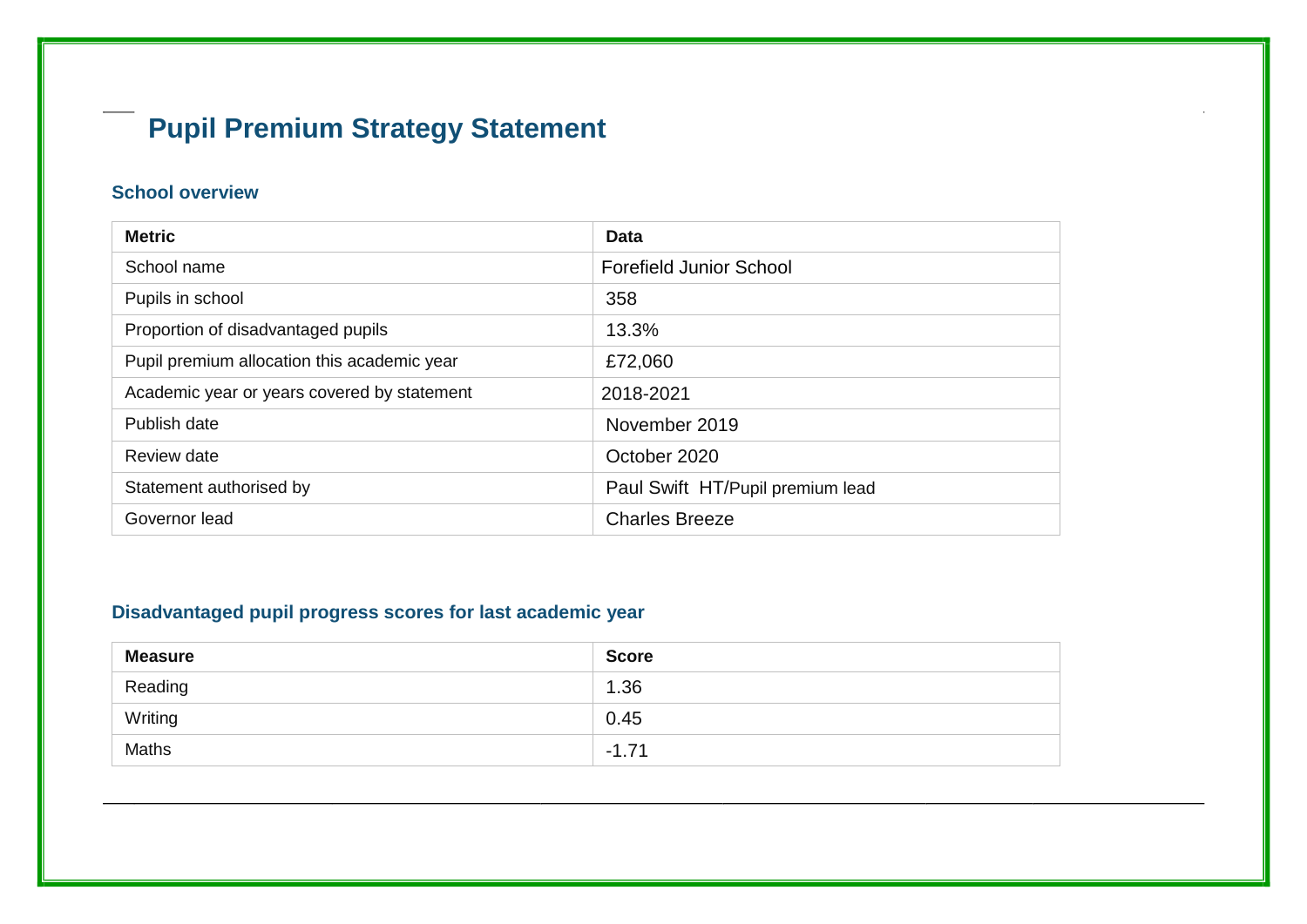# Pupil Premium Strategy Statement

## School overview

| Metric | Data |
| --- | --- |
| School name | Forefield Junior School |
| Pupils in school | 358 |
| Proportion of disadvantaged pupils | 13.3% |
| Pupil premium allocation this academic year | £72,060 |
| Academic year or years covered by statement | 2018-2021 |
| Publish date | November 2019 |
| Review date | October 2020 |
| Statement authorised by | Paul Swift HT/Pupil premium lead |
| Governor lead | Charles Breeze |

## Disadvantaged pupil progress scores for last academic year

| Measure | Score |
| --- | --- |
| Reading | 1.36 |
| Writing | 0.45 |
| Maths | -1.71 |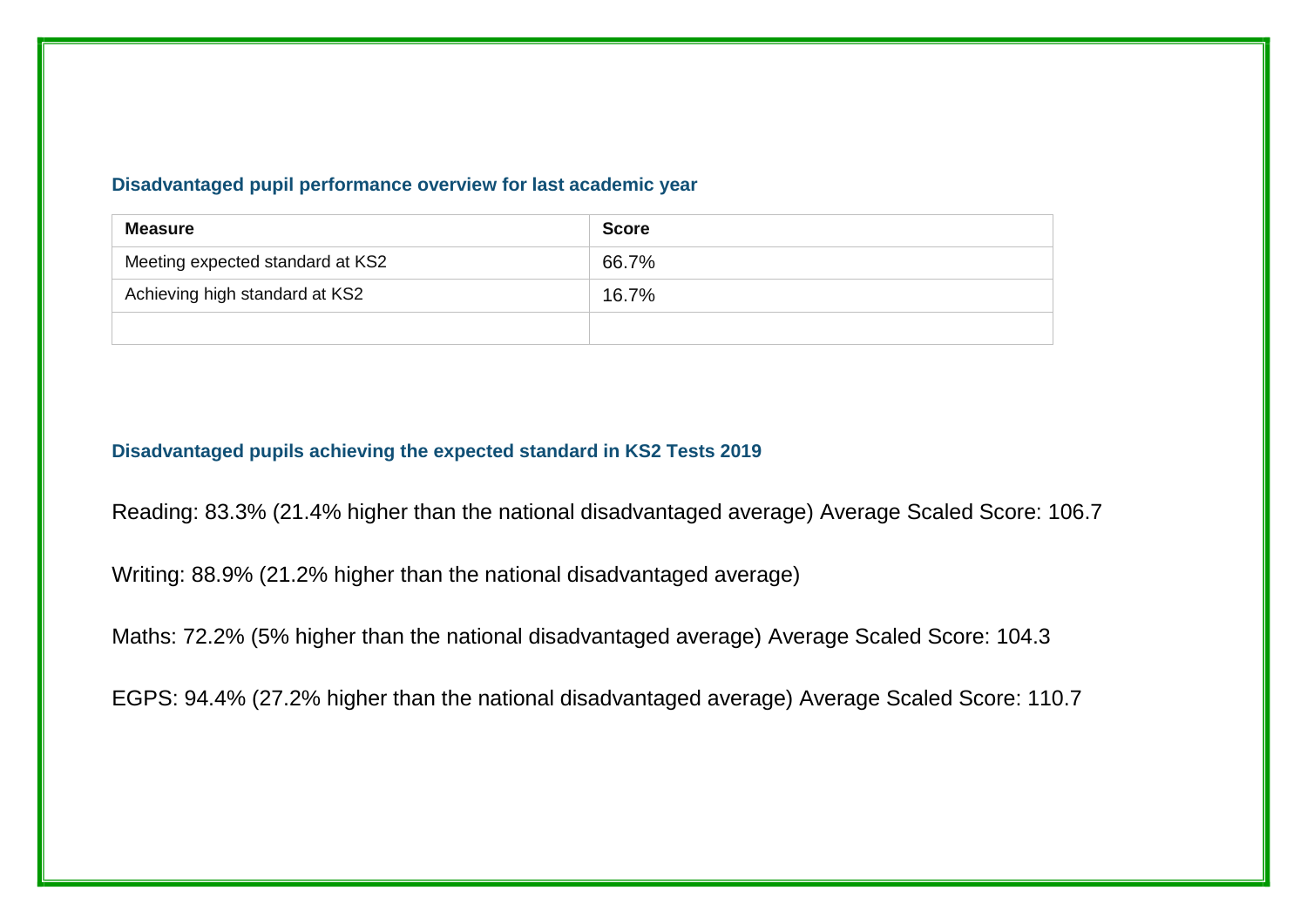### Disadvantaged pupil performance overview for last academic year

| Measure | Score |
| --- | --- |
| Meeting expected standard at KS2 | 66.7% |
| Achieving high standard at KS2 | 16.7% |
| | |

### Disadvantaged pupils achieving the expected standard in KS2 Tests 2019

Reading: 83.3% (21.4% higher than the national disadvantaged average) Average Scaled Score: 106.7

Writing: 88.9% (21.2% higher than the national disadvantaged average)

Maths: 72.2% (5% higher than the national disadvantaged average) Average Scaled Score: 104.3

EGPS: 94.4% (27.2% higher than the national disadvantaged average) Average Scaled Score: 110.7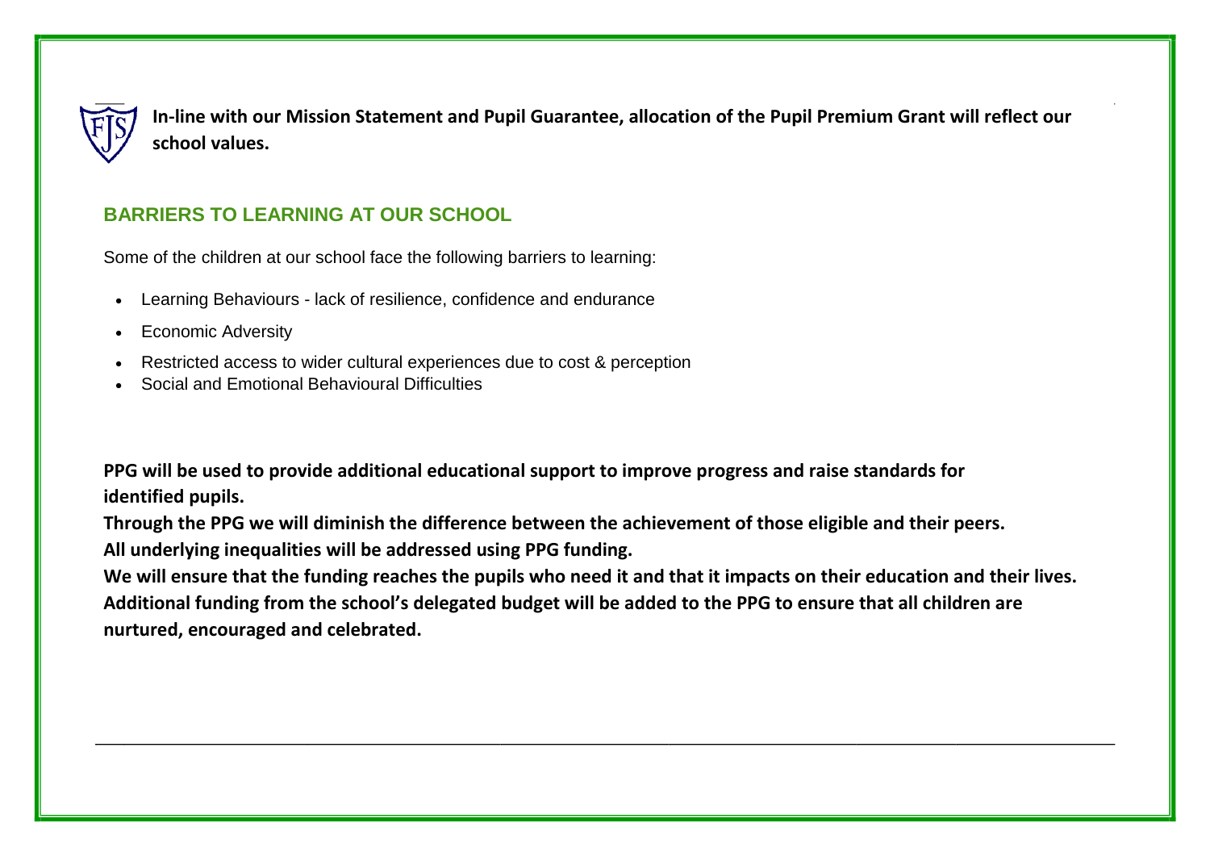**In-line with our Mission Statement and Pupil Guarantee, allocation of the Pupil Premium Grant will reflect our school values.**

## BARRIERS TO LEARNING AT OUR SCHOOL

Some of the children at our school face the following barriers to learning:

- Learning Behaviours - lack of resilience, confidence and endurance
- Economic Adversity
- Restricted access to wider cultural experiences due to cost & perception
- Social and Emotional Behavioural Difficulties

**PPG will be used to provide additional educational support to improve progress and raise standards for identified pupils.**
**Through the PPG we will diminish the difference between the achievement of those eligible and their peers.**
**All underlying inequalities will be addressed using PPG funding.**
**We will ensure that the funding reaches the pupils who need it and that it impacts on their education and their lives.**
**Additional funding from the school's delegated budget will be added to the PPG to ensure that all children are nurtured, encouraged and celebrated.**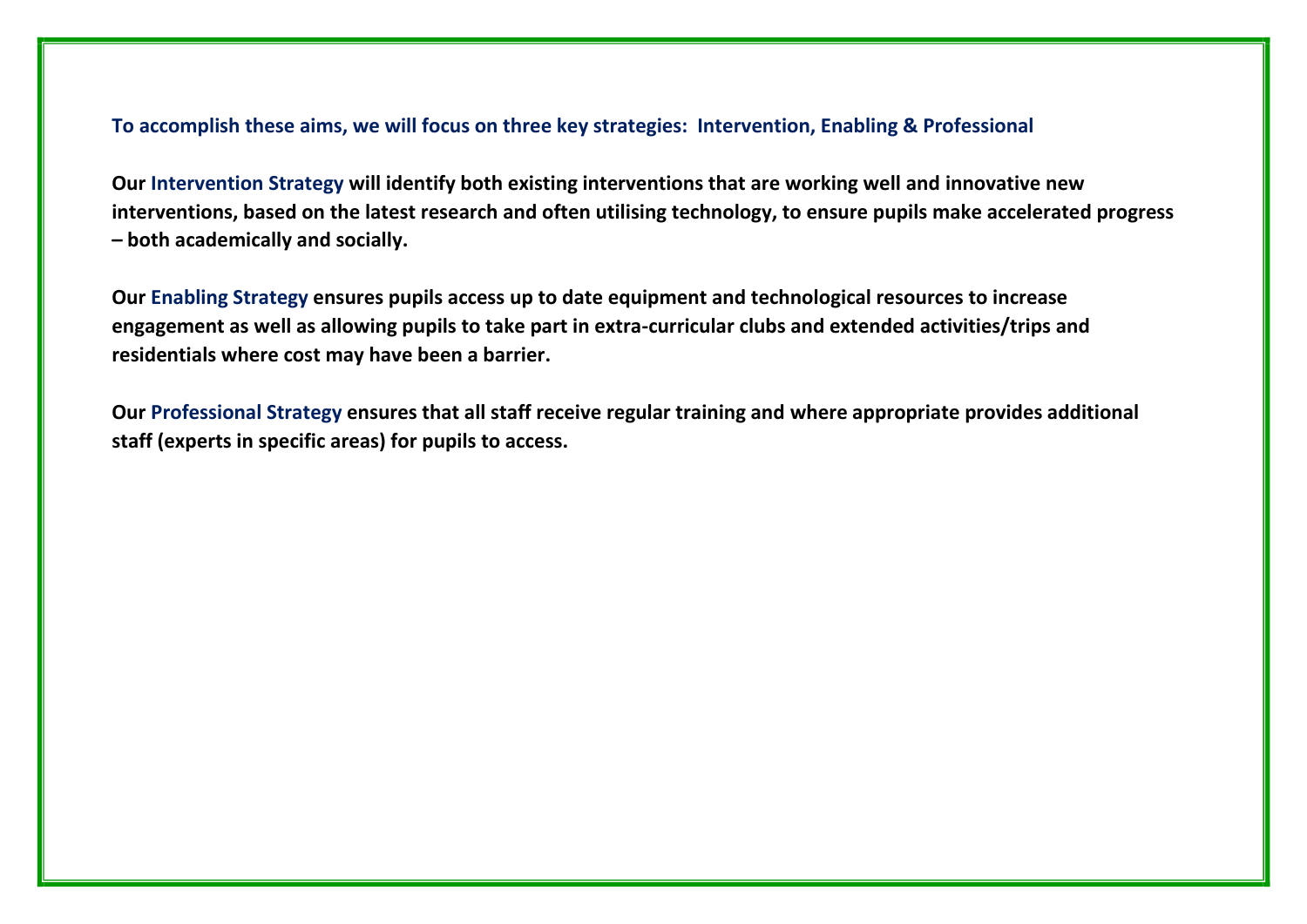**To accomplish these aims, we will focus on three key strategies: Intervention, Enabling & Professional**

**Our Intervention Strategy will identify both existing interventions that are working well and innovative new interventions, based on the latest research and often utilising technology, to ensure pupils make accelerated progress – both academically and socially.**

**Our Enabling Strategy ensures pupils access up to date equipment and technological resources to increase engagement as well as allowing pupils to take part in extra-curricular clubs and extended activities/trips and residentials where cost may have been a barrier.**

**Our Professional Strategy ensures that all staff receive regular training and where appropriate provides additional staff (experts in specific areas) for pupils to access.**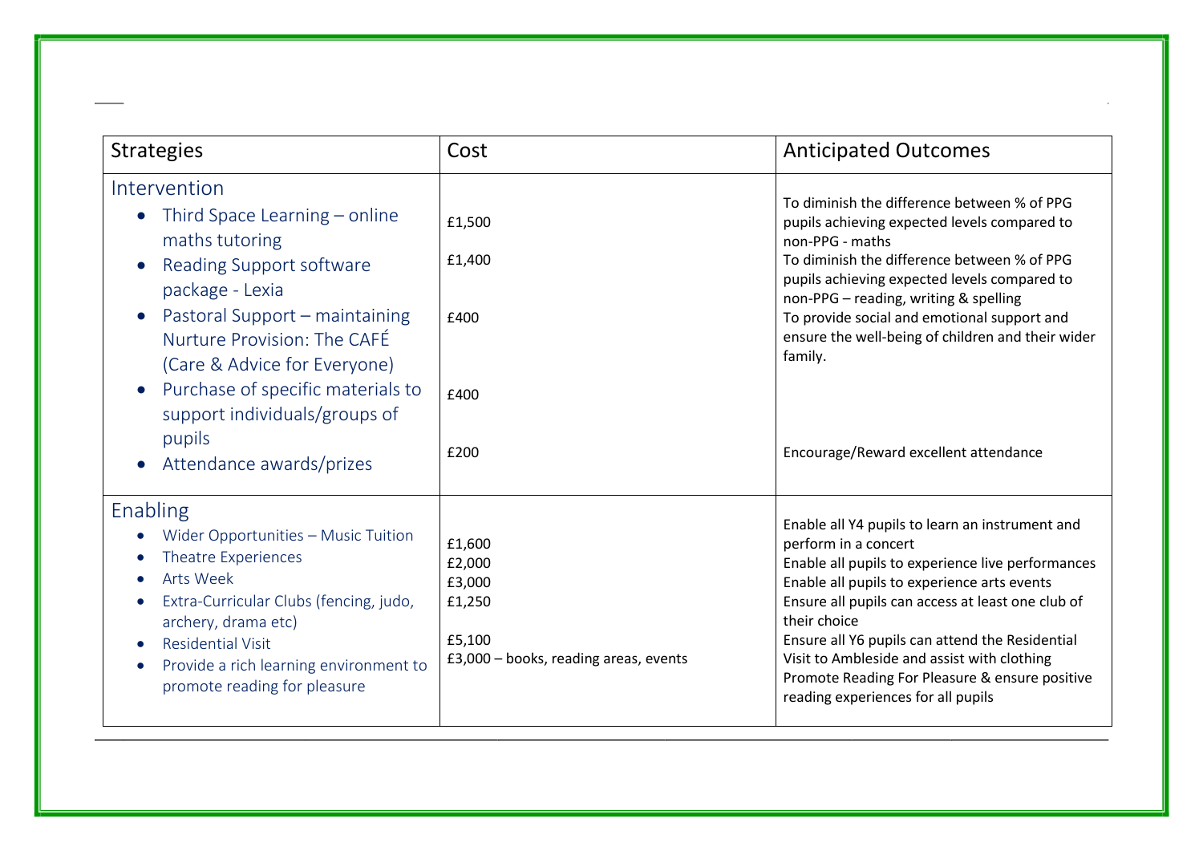| Strategies | Cost | Anticipated Outcomes |
|---|---|---|
| **Intervention**<br>• Third Space Learning – online maths tutoring<br>• Reading Support software package - Lexia<br>• Pastoral Support – maintaining Nurture Provision: The CAFÉ (Care & Advice for Everyone)<br>• Purchase of specific materials to support individuals/groups of pupils<br>• Attendance awards/prizes | £1,500<br>£1,400<br>£400<br>£400<br>£200 | To diminish the difference between % of PPG pupils achieving expected levels compared to non-PPG - maths<br>To diminish the difference between % of PPG pupils achieving expected levels compared to non-PPG – reading, writing & spelling<br>To provide social and emotional support and ensure the well-being of children and their wider family.<br>Encourage/Reward excellent attendance |
| **Enabling**<br>• Wider Opportunities – Music Tuition<br>• Theatre Experiences<br>• Arts Week<br>• Extra-Curricular Clubs (fencing, judo, archery, drama etc)<br>• Residential Visit<br>• Provide a rich learning environment to promote reading for pleasure | £1,600<br>£2,000<br>£3,000<br>£1,250<br>£5,100<br>£3,000 – books, reading areas, events | Enable all Y4 pupils to learn an instrument and perform in a concert<br>Enable all pupils to experience live performances<br>Enable all pupils to experience arts events<br>Ensure all pupils can access at least one club of their choice<br>Ensure all Y6 pupils can attend the Residential Visit to Ambleside and assist with clothing<br>Promote Reading For Pleasure & ensure positive reading experiences for all pupils |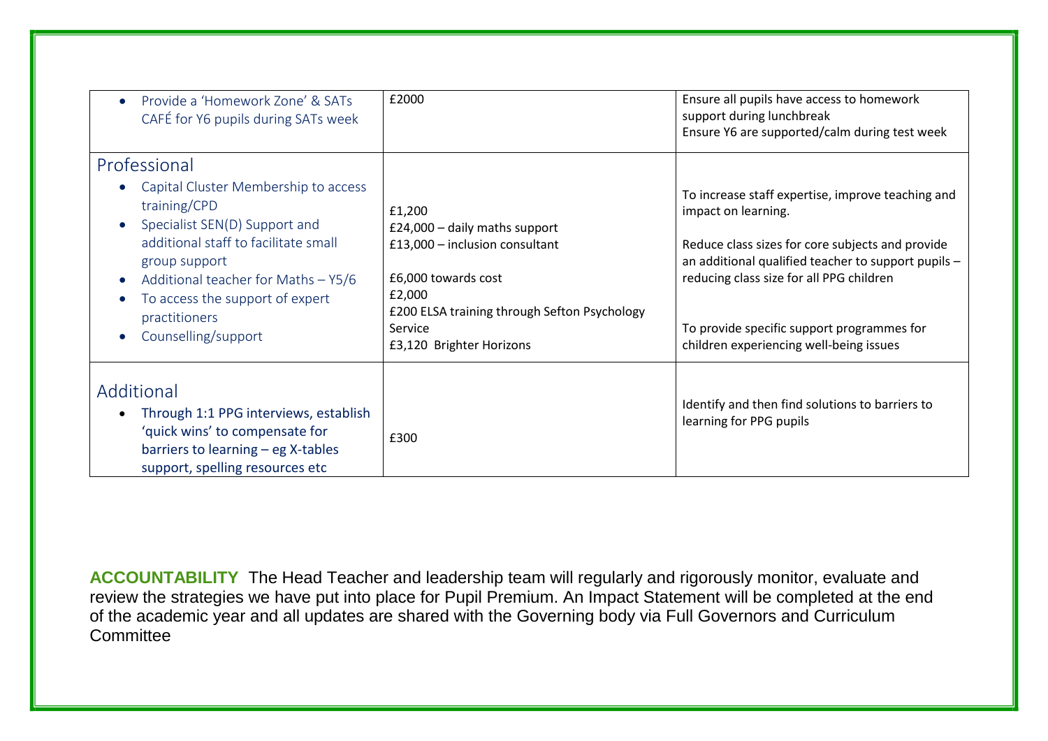| | | |
|---|---|---|
| • Provide a 'Homework Zone' & SATs CAFÉ for Y6 pupils during SATs week | £2000 | Ensure all pupils have access to homework support during lunchbreak<br>Ensure Y6 are supported/calm during test week |
| Professional<br>• Capital Cluster Membership to access training/CPD<br>• Specialist SEN(D) Support and additional staff to facilitate small group support<br>• Additional teacher for Maths – Y5/6<br>• To access the support of expert practitioners<br>• Counselling/support | £1,200<br>£24,000 – daily maths support<br>£13,000 – inclusion consultant<br><br>£6,000 towards cost<br>£2,000<br>£200 ELSA training through Sefton Psychology Service<br>£3,120 Brighter Horizons | To increase staff expertise, improve teaching and impact on learning.<br><br>Reduce class sizes for core subjects and provide an additional qualified teacher to support pupils – reducing class size for all PPG children<br><br>To provide specific support programmes for children experiencing well-being issues |
| Additional<br>• Through 1:1 PPG interviews, establish 'quick wins' to compensate for barriers to learning – eg X-tables support, spelling resources etc | £300 | Identify and then find solutions to barriers to learning for PPG pupils |

**ACCOUNTABILITY** The Head Teacher and leadership team will regularly and rigorously monitor, evaluate and review the strategies we have put into place for Pupil Premium. An Impact Statement will be completed at the end of the academic year and all updates are shared with the Governing body via Full Governors and Curriculum Committee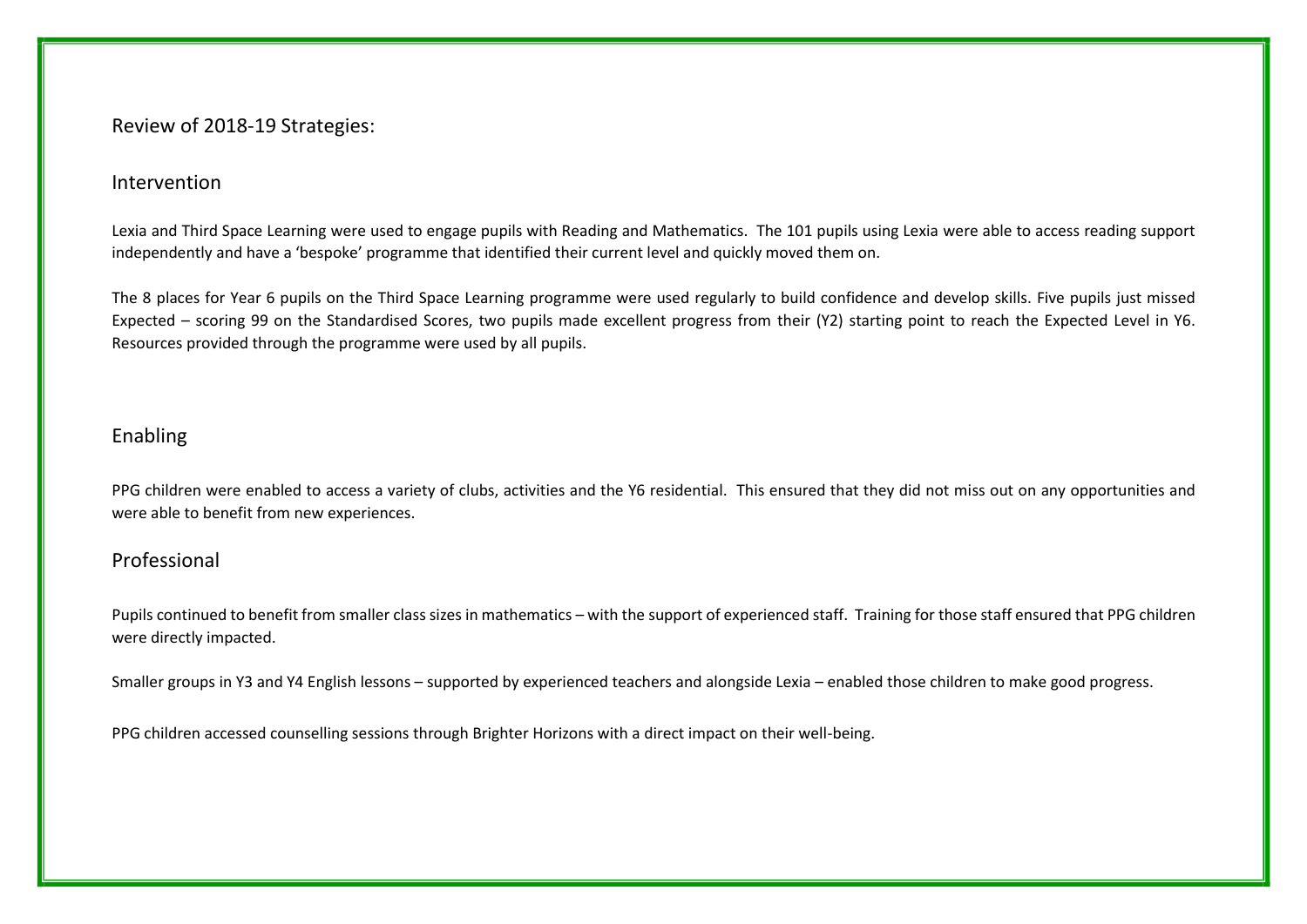## Review of 2018-19 Strategies:

### Intervention

Lexia and Third Space Learning were used to engage pupils with Reading and Mathematics. The 101 pupils using Lexia were able to access reading support independently and have a 'bespoke' programme that identified their current level and quickly moved them on.

The 8 places for Year 6 pupils on the Third Space Learning programme were used regularly to build confidence and develop skills. Five pupils just missed Expected – scoring 99 on the Standardised Scores, two pupils made excellent progress from their (Y2) starting point to reach the Expected Level in Y6. Resources provided through the programme were used by all pupils.

### Enabling

PPG children were enabled to access a variety of clubs, activities and the Y6 residential. This ensured that they did not miss out on any opportunities and were able to benefit from new experiences.

### Professional

Pupils continued to benefit from smaller class sizes in mathematics – with the support of experienced staff. Training for those staff ensured that PPG children were directly impacted.

Smaller groups in Y3 and Y4 English lessons – supported by experienced teachers and alongside Lexia – enabled those children to make good progress.

PPG children accessed counselling sessions through Brighter Horizons with a direct impact on their well-being.